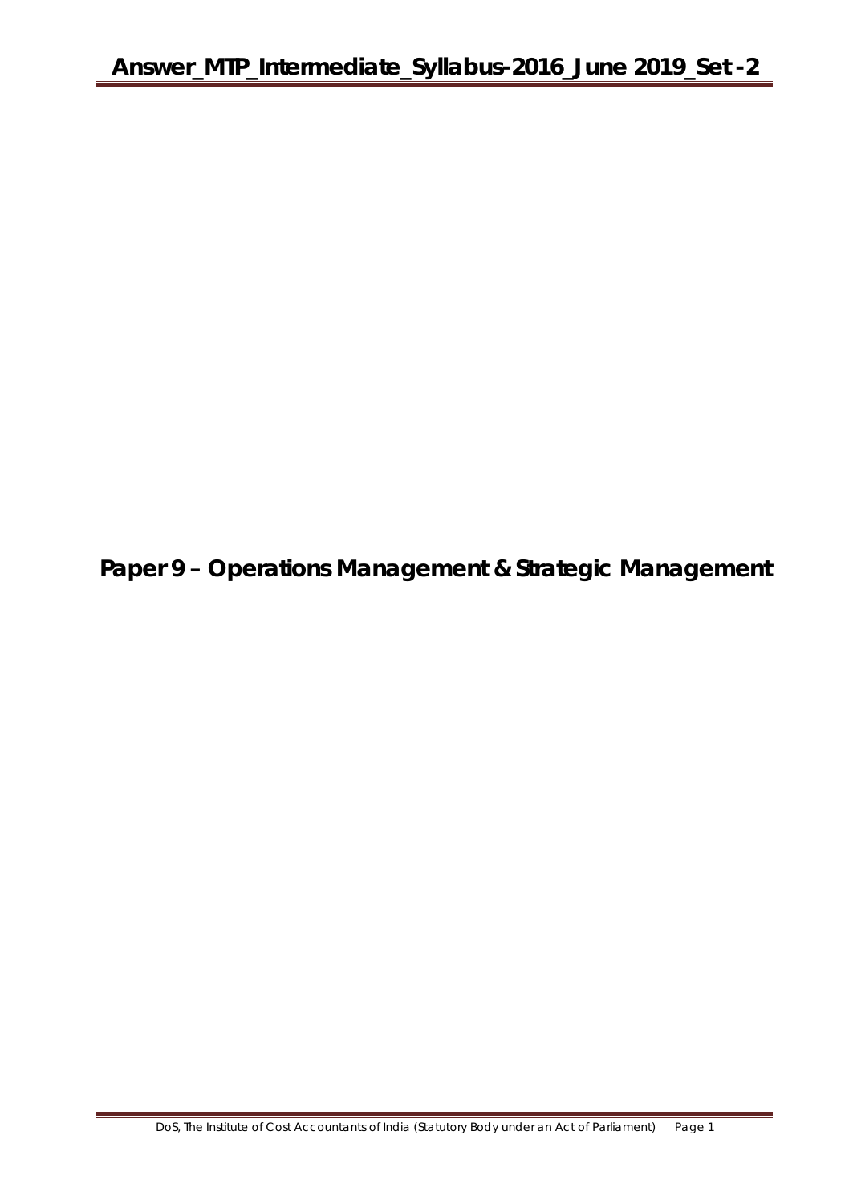# Paper 9 – Operations Management & Strategic Management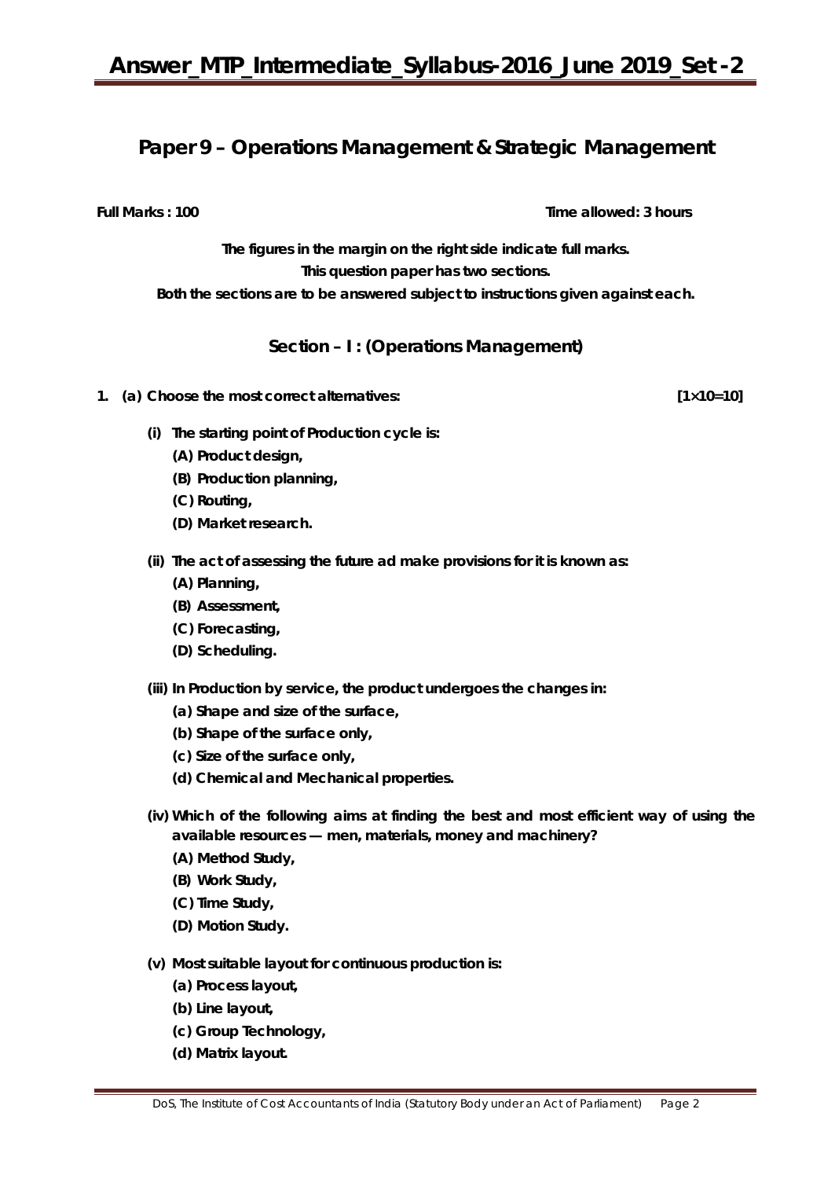# Paper 9 – Operations Management & Strategic Management

**Full Marks : 100** **Time allowed: 3 hours**

**The figures in the margin on the right side indicate full marks.**
**This question paper has two sections.**
**Both the sections are to be answered subject to instructions given against each.**

## Section – I : (Operations Management)

**1. (a) Choose the most correct alternatives: [1×10=10]**

**(i) The starting point of Production cycle is:**
- (A) Product design,
- (B) Production planning,
- (C) Routing,
- (D) Market research.

**(ii) The act of assessing the future ad make provisions for it is known as:**
- (A) Planning,
- (B) Assessment,
- (C) Forecasting,
- (D) Scheduling.

**(iii) In Production by service, the product undergoes the changes in:**
- (a) Shape and size of the surface,
- (b) Shape of the surface only,
- (c) Size of the surface only,
- (d) Chemical and Mechanical properties.

**(iv) Which of the following aims at finding the best and most efficient way of using the available resources — men, materials, money and machinery?**
- (A) Method Study,
- (B) Work Study,
- (C) Time Study,
- (D) Motion Study.

**(v) Most suitable layout for continuous production is:**
- (a) Process layout,
- (b) Line layout,
- (c) Group Technology,
- (d) Matrix layout.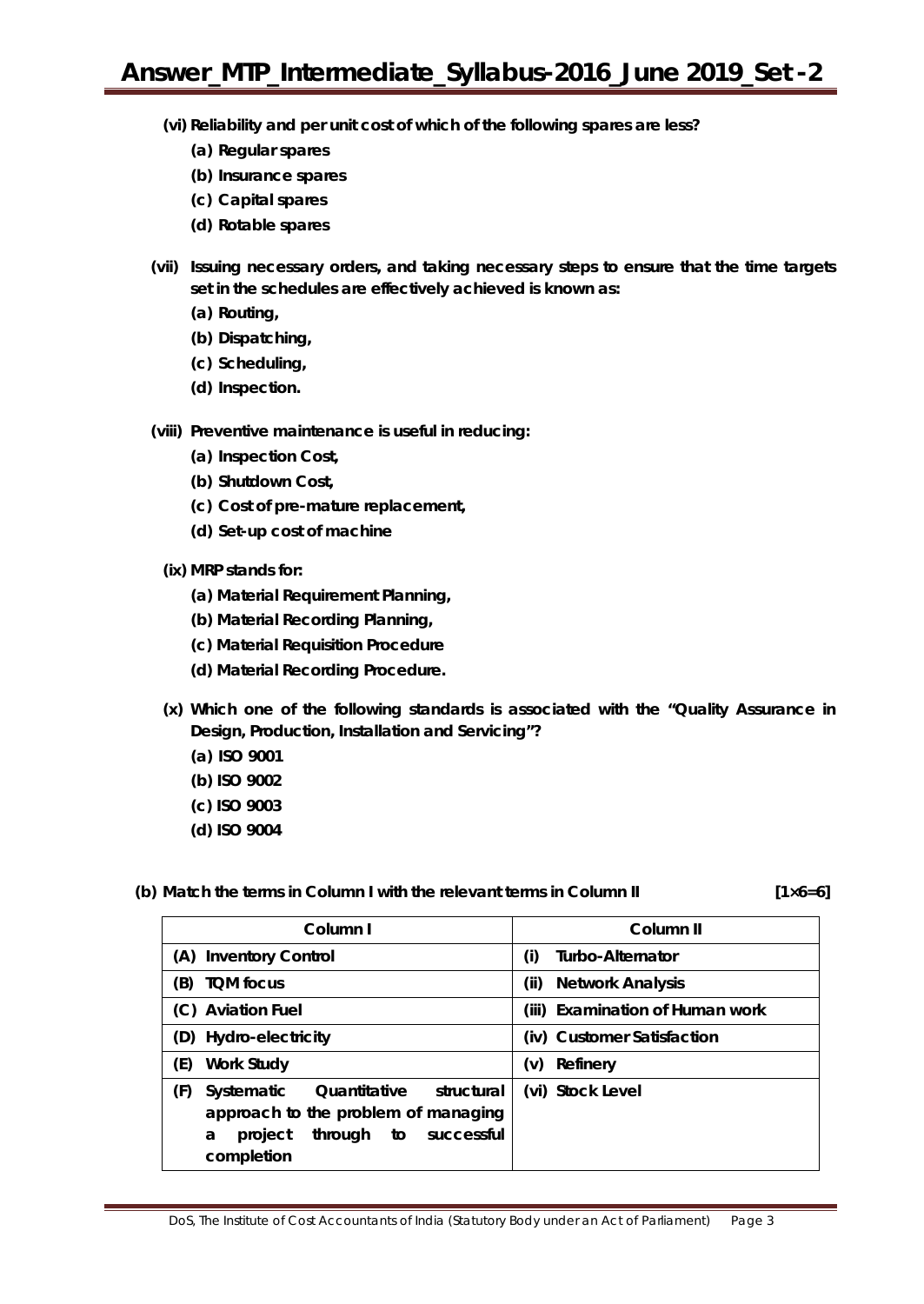**(vi) Reliability and per unit cost of which of the following spares are less?**

- **(a) Regular spares**
- **(b) Insurance spares**
- **(c) Capital spares**
- **(d) Rotable spares**

**(vii) Issuing necessary orders, and taking necessary steps to ensure that the time targets set in the schedules are effectively achieved is known as:**

- **(a) Routing,**
- **(b) Dispatching,**
- **(c) Scheduling,**
- **(d) Inspection.**

**(viii) Preventive maintenance is useful in reducing:**

- **(a) Inspection Cost,**
- **(b) Shutdown Cost,**
- **(c) Cost of pre-mature replacement,**
- **(d) Set-up cost of machine**

**(ix) MRP stands for:**

- **(a) Material Requirement Planning,**
- **(b) Material Recording Planning,**
- **(c) Material Requisition Procedure**
- **(d) Material Recording Procedure.**

**(x) Which one of the following standards is associated with the "Quality Assurance in Design, Production, Installation and Servicing"?**

- **(a) ISO 9001**
- **(b) ISO 9002**
- **(c) ISO 9003**
- **(d) ISO 9004**

**(b) Match the terms in Column I with the relevant terms in Column II** **[1×6=6]**

| Column I | Column II |
|---|---|
| (A) Inventory Control | (i) Turbo-Alternator |
| (B) TQM focus | (ii) Network Analysis |
| (C) Aviation Fuel | (iii) Examination of Human work |
| (D) Hydro-electricity | (iv) Customer Satisfaction |
| (E) Work Study | (v) Refinery |
| (F) Systematic Quantitative structural approach to the problem of managing a project through to successful completion | (vi) Stock Level |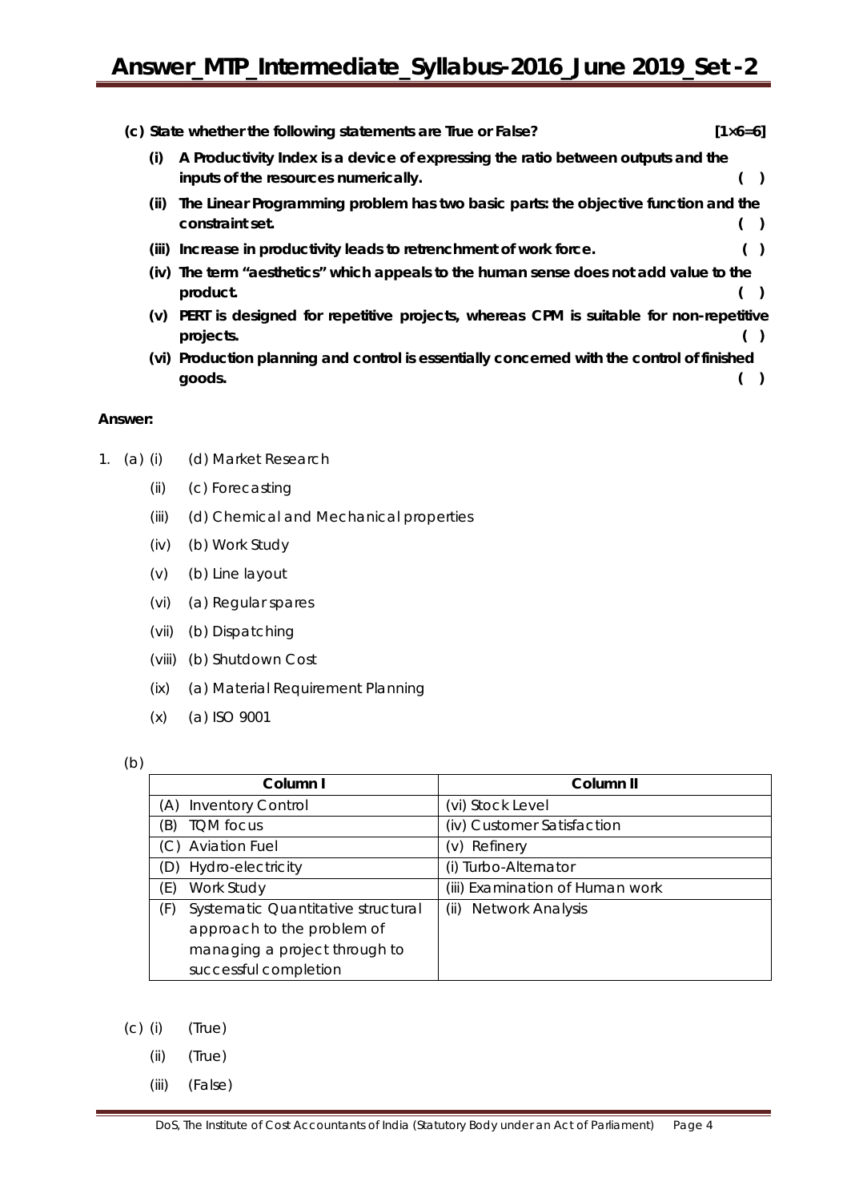**(c) State whether the following statements are True or False? [1×6=6]**

**(i) A Productivity Index is a device of expressing the ratio between outputs and the inputs of the resources numerically. ( )**

**(ii) The Linear Programming problem has two basic parts: the objective function and the constraint set. ( )**

**(iii) Increase in productivity leads to retrenchment of work force. ( )**

**(iv) The term "aesthetics" which appeals to the human sense does not add value to the product. ( )**

**(v) PERT is designed for repetitive projects, whereas CPM is suitable for non-repetitive projects. ( )**

**(vi) Production planning and control is essentially concerned with the control of finished goods. ( )**

**Answer:**

1. (a) (i) (d) Market Research

   (ii) (c) Forecasting

   (iii) (d) Chemical and Mechanical properties

   (iv) (b) Work Study

   (v) (b) Line layout

   (vi) (a) Regular spares

   (vii) (b) Dispatching

   (viii) (b) Shutdown Cost

   (ix) (a) Material Requirement Planning

   (x) (a) ISO 9001

(b)

| Column I | Column II |
|---|---|
| (A) Inventory Control | (vi) Stock Level |
| (B) TQM focus | (iv) Customer Satisfaction |
| (C) Aviation Fuel | (v) Refinery |
| (D) Hydro-electricity | (i) Turbo-Alternator |
| (E) Work Study | (iii) Examination of Human work |
| (F) Systematic Quantitative structural approach to the problem of managing a project through to successful completion | (ii) Network Analysis |

(c) (i) (True)

   (ii) (True)

   (iii) (False)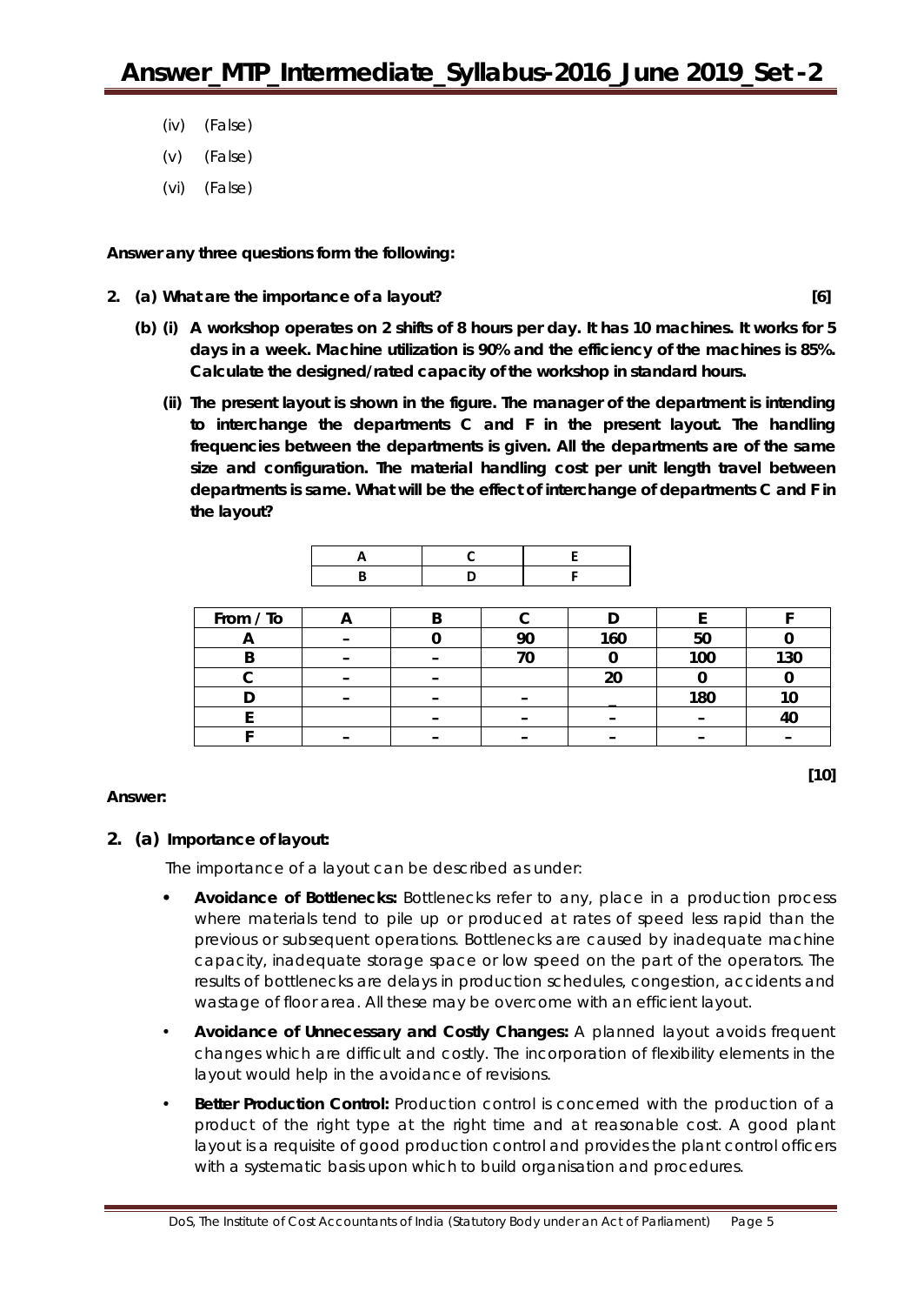(iv) (False)

(v) (False)

(vi) (False)

**Answer any three questions form the following:**

**2. (a) What are the importance of a layout?** **[6]**

**(b) (i) A workshop operates on 2 shifts of 8 hours per day. It has 10 machines. It works for 5 days in a week. Machine utilization is 90% and the efficiency of the machines is 85%. Calculate the designed/rated capacity of the workshop in standard hours.**

**(ii) The present layout is shown in the figure. The manager of the department is intending to interchange the departments C and F in the present layout. The handling frequencies between the departments is given. All the departments are of the same size and configuration. The material handling cost per unit length travel between departments is same. What will be the effect of interchange of departments C and F in the layout?**

| A | C | E |
|---|---|---|
| B | D | F |

| From / To | A | B | C | D | E | F |
|---|---|---|---|---|---|---|
| A | – | 0 | 90 | 160 | 50 | 0 |
| B | – | – | 70 | 0 | 100 | 130 |
| C | – | – | | 20 | 0 | 0 |
| D | – | – | – | _ | 180 | 10 |
| E | | – | – | – | – | 40 |
| F | – | – | – | – | – | – |

**[10]**

**Answer:**

**2. (a) Importance of layout:**

The importance of a layout can be described as under:

- **Avoidance of Bottlenecks:** Bottlenecks refer to any, place in a production process where materials tend to pile up or produced at rates of speed less rapid than the previous or subsequent operations. Bottlenecks are caused by inadequate machine capacity, inadequate storage space or low speed on the part of the operators. The results of bottlenecks are delays in production schedules, congestion, accidents and wastage of floor area. All these may be overcome with an efficient layout.
- **Avoidance of Unnecessary and Costly Changes:** A planned layout avoids frequent changes which are difficult and costly. The incorporation of flexibility elements in the layout would help in the avoidance of revisions.
- **Better Production Control:** Production control is concerned with the production of a product of the right type at the right time and at reasonable cost. A good plant layout is a requisite of good production control and provides the plant control officers with a systematic basis upon which to build organisation and procedures.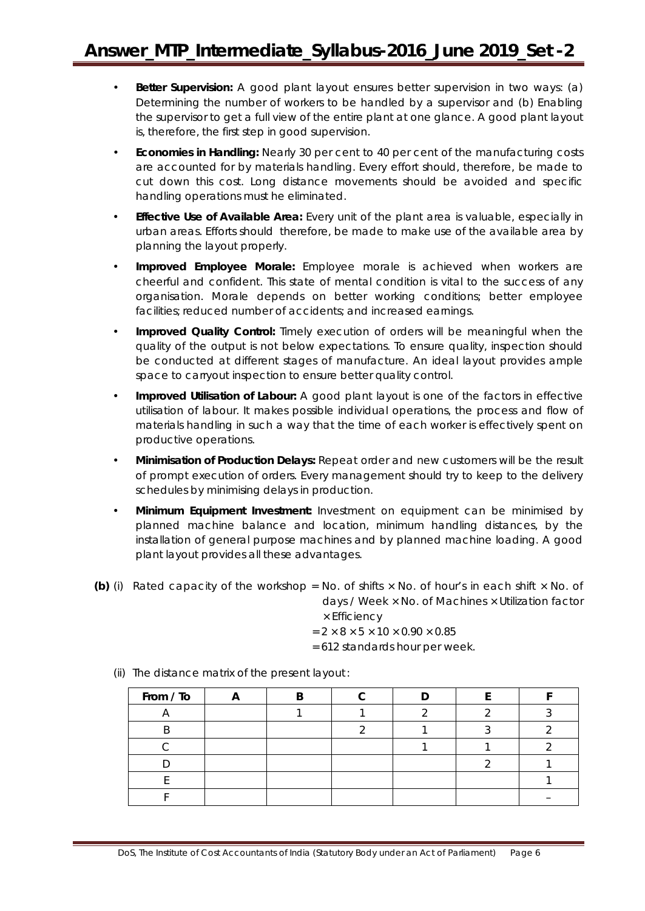- **Better Supervision:** A good plant layout ensures better supervision in two ways: (a) Determining the number of workers to be handled by a supervisor and (b) Enabling the supervisor to get a full view of the entire plant at one glance. A good plant layout is, therefore, the first step in good supervision.
- **Economies in Handling:** Nearly 30 per cent to 40 per cent of the manufacturing costs are accounted for by materials handling. Every effort should, therefore, be made to cut down this cost. Long distance movements should be avoided and specific handling operations must he eliminated.
- **Effective Use of Available Area:** Every unit of the plant area is valuable, especially in urban areas. Efforts should therefore, be made to make use of the available area by planning the layout properly.
- **Improved Employee Morale:** Employee morale is achieved when workers are cheerful and confident. This state of mental condition is vital to the success of any organisation. Morale depends on better working conditions; better employee facilities; reduced number of accidents; and increased earnings.
- **Improved Quality Control:** Timely execution of orders will be meaningful when the quality of the output is not below expectations. To ensure quality, inspection should be conducted at different stages of manufacture. An ideal layout provides ample space to carryout inspection to ensure better quality control.
- **Improved Utilisation of Labour:** A good plant layout is one of the factors in effective utilisation of labour. It makes possible individual operations, the process and flow of materials handling in such a way that the time of each worker is effectively spent on productive operations.
- **Minimisation of Production Delays:** Repeat order and new customers will be the result of prompt execution of orders. Every management should try to keep to the delivery schedules by minimising delays in production.
- **Minimum Equipment Investment:** Investment on equipment can be minimised by planned machine balance and location, minimum handling distances, by the installation of general purpose machines and by planned machine loading. A good plant layout provides all these advantages.

**(b)** (i) Rated capacity of the workshop = No. of shifts × No. of hour's in each shift × No. of days / Week × No. of Machines × Utilization factor × Efficiency

$= 2 \times 8 \times 5 \times 10 \times 0.90 \times 0.85$

= 612 standards hour per week.

(ii) The distance matrix of the present layout:

| From / To | A | B | C | D | E | F |
|---|---|---|---|---|---|---|
| A | | 1 | 1 | 2 | 2 | 3 |
| B | | | 2 | 1 | 3 | 2 |
| C | | | | 1 | 1 | 2 |
| D | | | | | 2 | 1 |
| E | | | | | | 1 |
| F | | | | | | – |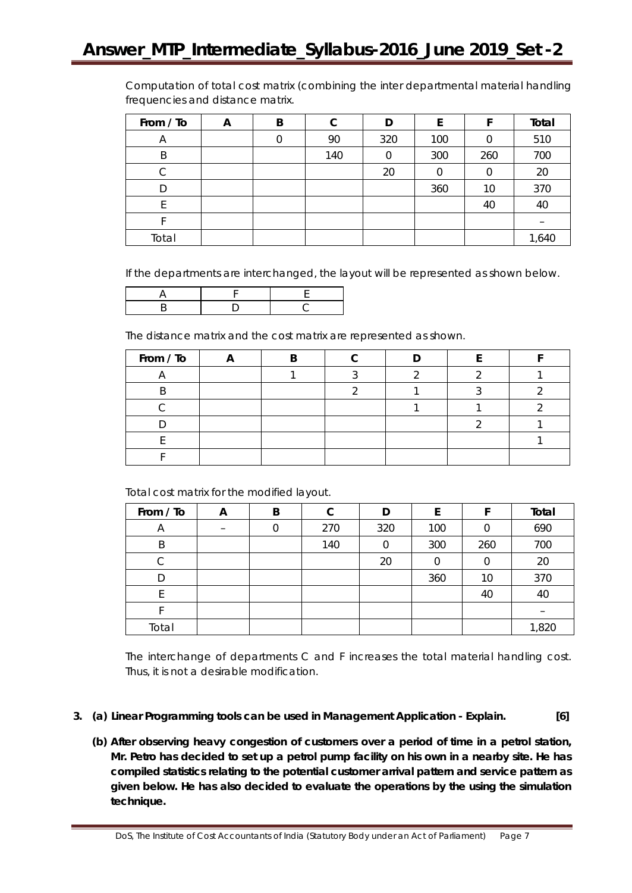Computation of total cost matrix (combining the inter departmental material handling frequencies and distance matrix.

| From / To | A | B | C | D | E | F | Total |
|---|---|---|---|---|---|---|---|
| A | | 0 | 90 | 320 | 100 | 0 | 510 |
| B | | | 140 | 0 | 300 | 260 | 700 |
| C | | | | 20 | 0 | 0 | 20 |
| D | | | | | 360 | 10 | 370 |
| E | | | | | | 40 | 40 |
| F | | | | | | | – |
| Total | | | | | | | 1,640 |

If the departments are interchanged, the layout will be represented as shown below.

| | | |
|---|---|---|
| A | F | E |
| B | D | C |

The distance matrix and the cost matrix are represented as shown.

| From / To | A | B | C | D | E | F |
|---|---|---|---|---|---|---|
| A | | 1 | 3 | 2 | 2 | 1 |
| B | | | 2 | 1 | 3 | 2 |
| C | | | | 1 | 1 | 2 |
| D | | | | | 2 | 1 |
| E | | | | | | 1 |
| F | | | | | | |

Total cost matrix for the modified layout.

| From / To | A | B | C | D | E | F | Total |
|---|---|---|---|---|---|---|---|
| A | – | 0 | 270 | 320 | 100 | 0 | 690 |
| B | | | 140 | 0 | 300 | 260 | 700 |
| C | | | | 20 | 0 | 0 | 20 |
| D | | | | | 360 | 10 | 370 |
| E | | | | | | 40 | 40 |
| F | | | | | | | – |
| Total | | | | | | | 1,820 |

The interchange of departments C and F increases the total material handling cost. Thus, it is not a desirable modification.

**3. (a) Linear Programming tools can be used in Management Application - Explain. [6]**

**(b) After observing heavy congestion of customers over a period of time in a petrol station, Mr. Petro has decided to set up a petrol pump facility on his own in a nearby site. He has compiled statistics relating to the potential customer arrival pattern and service pattern as given below. He has also decided to evaluate the operations by the using the simulation technique.**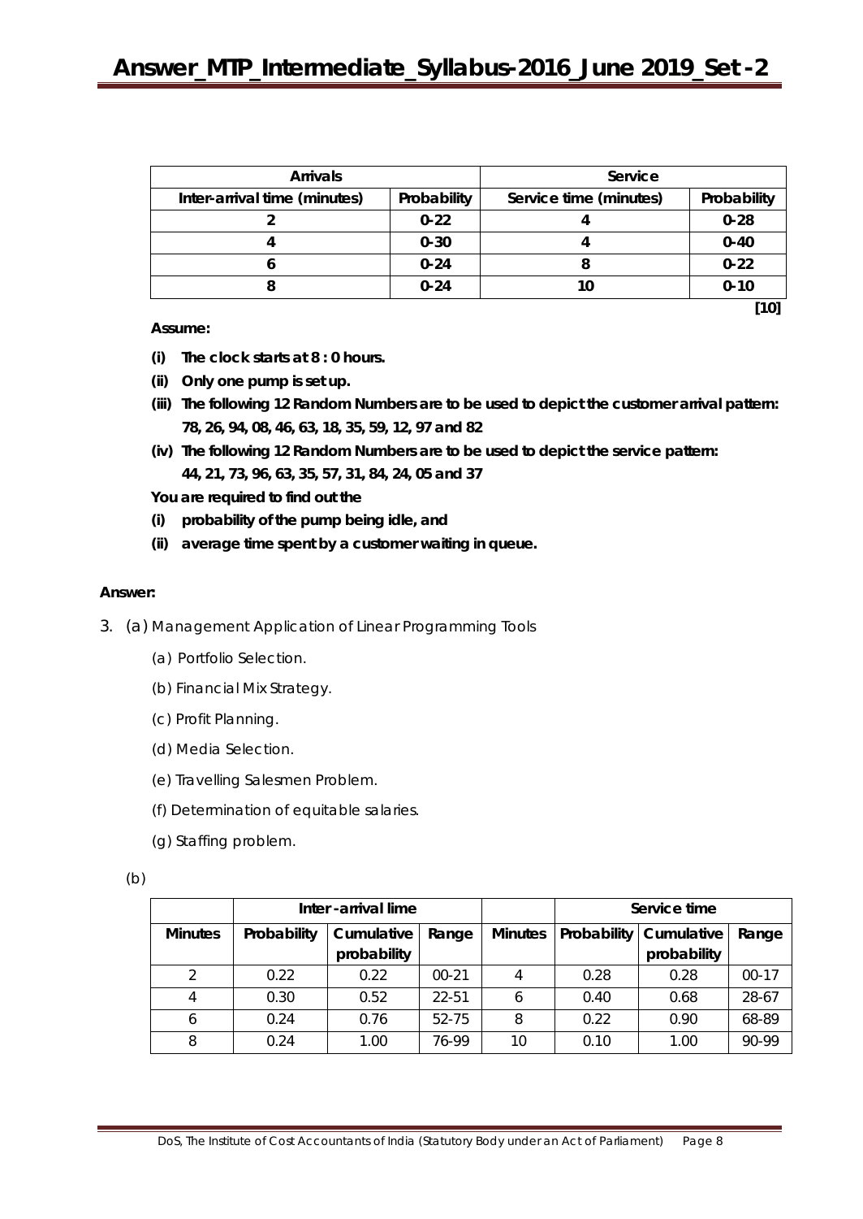| Arrivals | | Service | |
|---|---|---|---|
| Inter-arrival time (minutes) | Probability | Service time (minutes) | Probability |
| 2 | 0·22 | 4 | 0·28 |
| 4 | 0·30 | 4 | 0·40 |
| 6 | 0·24 | 8 | 0·22 |
| 8 | 0·24 | 10 | 0·10 |

**[10]**

**Assume:**

**(i) The clock starts at 8 : 0 hours.**

**(ii) Only one pump is set up.**

**(iii) The following 12 Random Numbers are to be used to depict the customer arrival pattern: 78, 26, 94, 08, 46, 63, 18, 35, 59, 12, 97 and 82**

**(iv) The following 12 Random Numbers are to be used to depict the service pattern: 44, 21, 73, 96, 63, 35, 57, 31, 84, 24, 05 and 37**

**You are required to find out the**

**(i) probability of the pump being idle, and**

**(ii) average time spent by a customer waiting in queue.**

**Answer:**

3. (a) Management Application of Linear Programming Tools

   (a) Portfolio Selection.

   (b) Financial Mix Strategy.

   (c) Profit Planning.

   (d) Media Selection.

   (e) Travelling Salesmen Problem.

   (f) Determination of equitable salaries.

   (g) Staffing problem.

(b)

| | Inter -arrival lime | | | | Service time | | |
|---|---|---|---|---|---|---|---|
| **Minutes** | **Probability** | **Cumulative probability** | **Range** | **Minutes** | **Probability** | **Cumulative probability** | **Range** |
| 2 | 0.22 | 0.22 | 00-21 | 4 | 0.28 | 0.28 | 00-17 |
| 4 | 0.30 | 0.52 | 22-51 | 6 | 0.40 | 0.68 | 28-67 |
| 6 | 0.24 | 0.76 | 52-75 | 8 | 0.22 | 0.90 | 68-89 |
| 8 | 0.24 | 1.00 | 76-99 | 10 | 0.10 | 1.00 | 90-99 |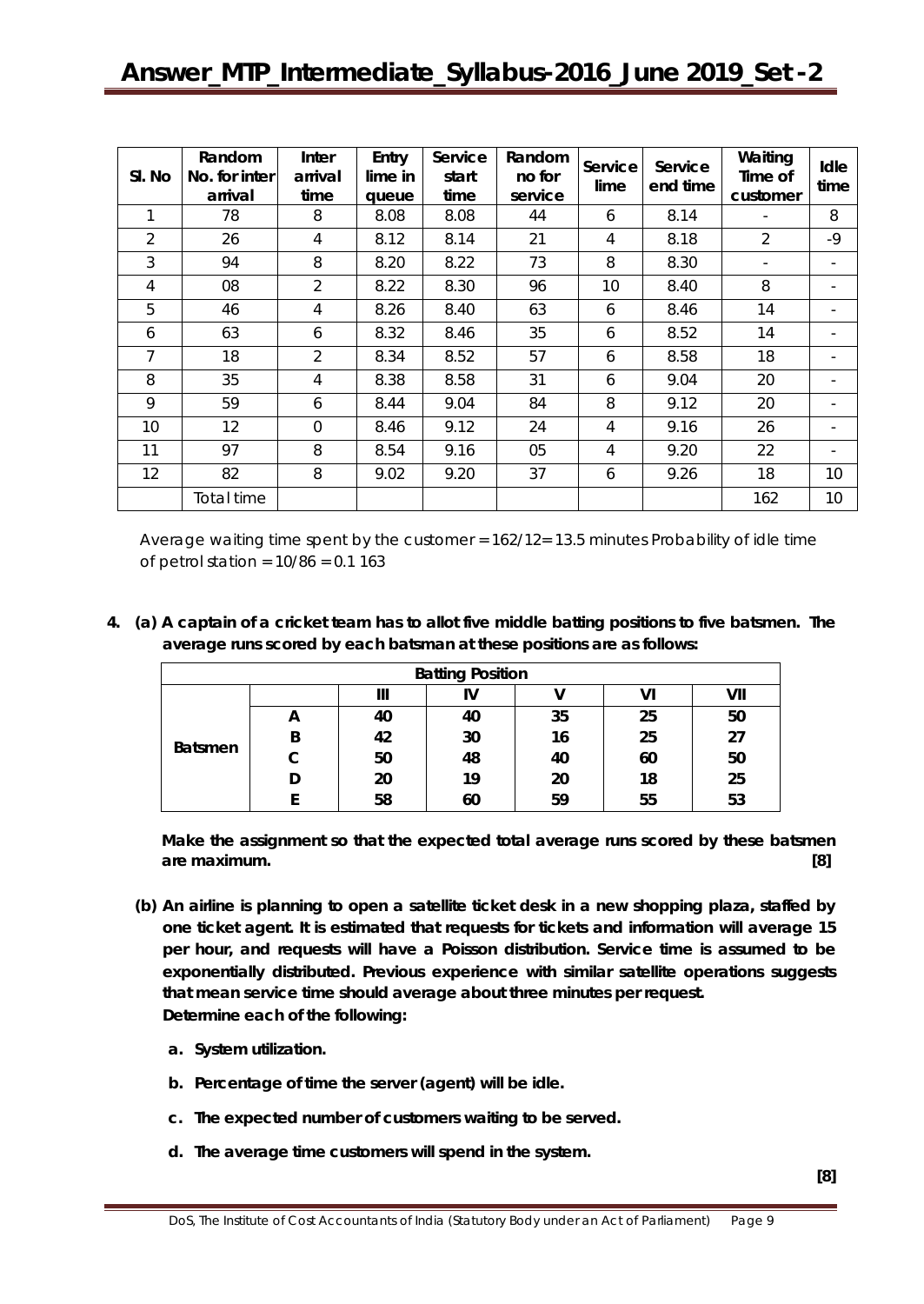| Sl. No | Random No. for inter arrival | Inter arrival time | Entry lime in queue | Service start time | Random no for service | Service lime | Service end time | Waiting Time of customer | Idle time |
|---|---|---|---|---|---|---|---|---|---|
| 1 | 78 | 8 | 8.08 | 8.08 | 44 | 6 | 8.14 | - | 8 |
| 2 | 26 | 4 | 8.12 | 8.14 | 21 | 4 | 8.18 | 2 | -9 |
| 3 | 94 | 8 | 8.20 | 8.22 | 73 | 8 | 8.30 | - | - |
| 4 | 08 | 2 | 8.22 | 8.30 | 96 | 10 | 8.40 | 8 | - |
| 5 | 46 | 4 | 8.26 | 8.40 | 63 | 6 | 8.46 | 14 | - |
| 6 | 63 | 6 | 8.32 | 8.46 | 35 | 6 | 8.52 | 14 | - |
| 7 | 18 | 2 | 8.34 | 8.52 | 57 | 6 | 8.58 | 18 | - |
| 8 | 35 | 4 | 8.38 | 8.58 | 31 | 6 | 9.04 | 20 | - |
| 9 | 59 | 6 | 8.44 | 9.04 | 84 | 8 | 9.12 | 20 | - |
| 10 | 12 | 0 | 8.46 | 9.12 | 24 | 4 | 9.16 | 26 | - |
| 11 | 97 | 8 | 8.54 | 9.16 | 05 | 4 | 9.20 | 22 | - |
| 12 | 82 | 8 | 9.02 | 9.20 | 37 | 6 | 9.26 | 18 | 10 |
| | Total time | | | | | | | 162 | 10 |

Average waiting time spent by the customer = 162/12= 13.5 minutes Probability of idle time of petrol station = 10/86 = 0.1 163

**4. (a) A captain of a cricket team has to allot five middle batting positions to five batsmen. The average runs scored by each batsman at these positions are as follows:**

| | | Batting Position | | | | |
|---|---|---|---|---|---|---|
| | | III | IV | V | VI | VII |
| Batsmen | A | 40 | 40 | 35 | 25 | 50 |
| | B | 42 | 30 | 16 | 25 | 27 |
| | C | 50 | 48 | 40 | 60 | 50 |
| | D | 20 | 19 | 20 | 18 | 25 |
| | E | 58 | 60 | 59 | 55 | 53 |

**Make the assignment so that the expected total average runs scored by these batsmen are maximum. [8]**

**(b) An airline is planning to open a satellite ticket desk in a new shopping plaza, staffed by one ticket agent. It is estimated that requests for tickets and information will average 15 per hour, and requests will have a Poisson distribution. Service time is assumed to be exponentially distributed. Previous experience with similar satellite operations suggests that mean service time should average about three minutes per request.**
**Determine each of the following:**

**a. System utilization.**

**b. Percentage of time the server (agent) will be idle.**

**c. The expected number of customers waiting to be served.**

**d. The average time customers will spend in the system.**

**[8]**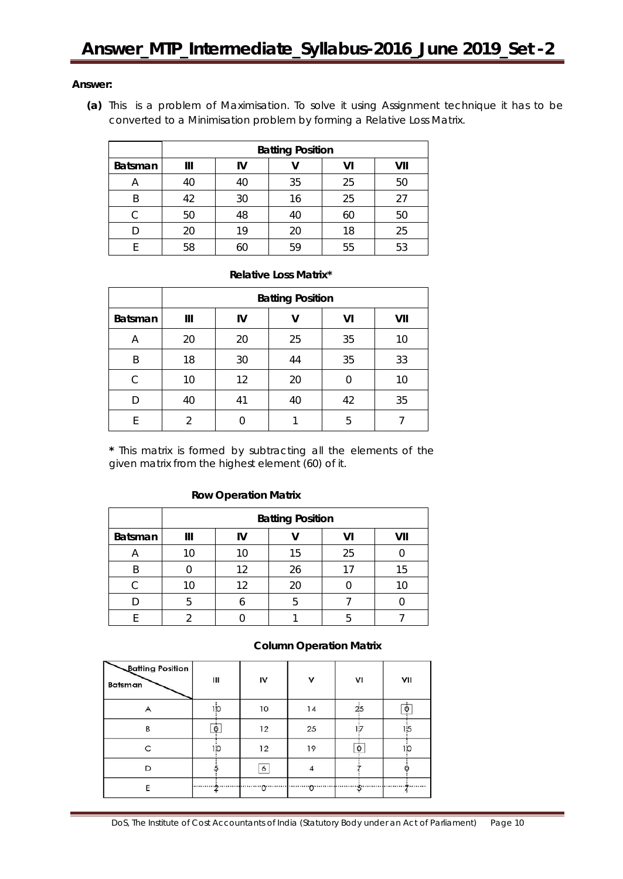**Answer:**

**(a)** This is a problem of Maximisation. To solve it using Assignment technique it has to be converted to a Minimisation problem by forming a Relative Loss Matrix.

| | Batting Position | | | | |
|---|---|---|---|---|---|
| **Batsman** | **III** | **IV** | **V** | **VI** | **VII** |
| A | 40 | 40 | 35 | 25 | 50 |
| B | 42 | 30 | 16 | 25 | 27 |
| C | 50 | 48 | 40 | 60 | 50 |
| D | 20 | 19 | 20 | 18 | 25 |
| E | 58 | 60 | 59 | 55 | 53 |

**Relative Loss Matrix***

| | Batting Position | | | | |
|---|---|---|---|---|---|
| **Batsman** | **III** | **IV** | **V** | **VI** | **VII** |
| A | 20 | 20 | 25 | 35 | 10 |
| B | 18 | 30 | 44 | 35 | 33 |
| C | 10 | 12 | 20 | 0 | 10 |
| D | 40 | 41 | 40 | 42 | 35 |
| E | 2 | 0 | 1 | 5 | 7 |

**\*** This matrix is formed by subtracting all the elements of the given matrix from the highest element (60) of it.

**Row Operation Matrix**

| | Batting Position | | | | |
|---|---|---|---|---|---|
| **Batsman** | **III** | **IV** | **V** | **VI** | **VII** |
| A | 10 | 10 | 15 | 25 | 0 |
| B | 0 | 12 | 26 | 17 | 15 |
| C | 10 | 12 | 20 | 0 | 10 |
| D | 5 | 6 | 5 | 7 | 0 |
| E | 2 | 0 | 1 | 5 | 7 |

**Column Operation Matrix**

| Batsman \ Batting Position | III | IV | V | VI | VII |
|---|---|---|---|---|---|
| A | 10 | 10 | 14 | 25 | [0] |
| B | [0] | 12 | 25 | 17 | 15 |
| C | 10 | 12 | 19 | [0] | 10 |
| D | 5 | [6] | 4 | 7 | 0 |
| E | 2 | 0 | 0 | 5 | 7 |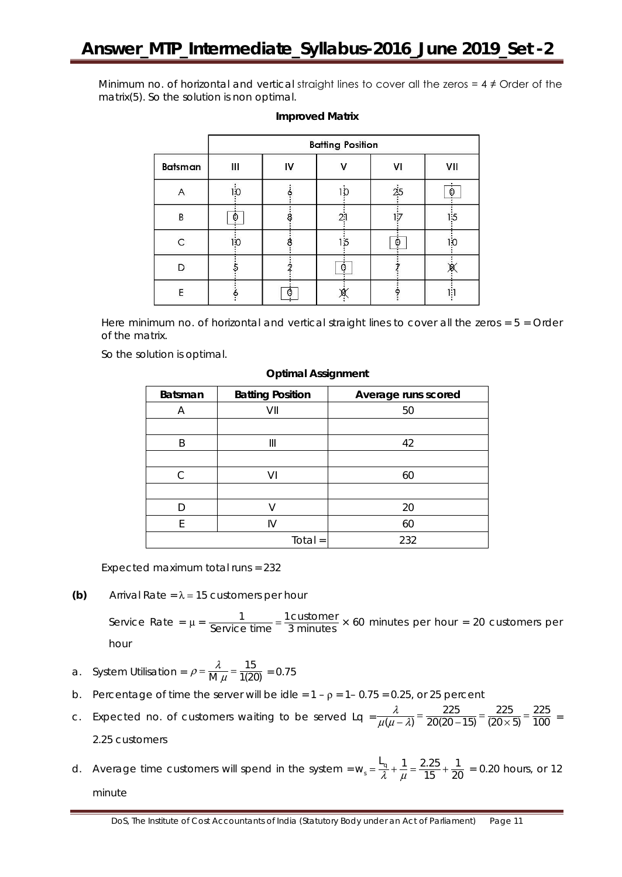Minimum no. of horizontal and vertical straight lines to cover all the zeros = 4 ≠ Order of the matrix(5). So the solution is non optimal.

**Improved Matrix**

| | Batting Position | | | | |
|---|---|---|---|---|---|
| Batsman | III | IV | V | VI | VII |
| A | 10 | 6 | 10 | 25 | [0] |
| B | [0] | 8 | 21 | 17 | 15 |
| C | 10 | 8 | 15 | [0] | 10 |
| D | 5 | 2 | [0] | 7 | ~~0~~ |
| E | 6 | [0] | ~~0~~ | 9 | 11 |

Here minimum no. of horizontal and vertical straight lines to cover all the zeros = 5 = Order of the matrix.

So the solution is optimal.

**Optimal Assignment**

| Batsman | Batting Position | Average runs scored |
|---|---|---|
| A | VII | 50 |
| | | |
| B | III | 42 |
| | | |
| C | VI | 60 |
| | | |
| D | V | 20 |
| E | IV | 60 |
| | Total = | 232 |

Expected maximum total runs = 232

**(b)** Arrival Rate = $\lambda = 15$ customers per hour

Service Rate = $\mu = \frac{1}{\text{Service time}} = \frac{1 \text{customer}}{3 \text{ minutes}} \times 60$ minutes per hour = 20 customers per hour

a. System Utilisation = $\rho = \frac{\lambda}{M\,\mu} = \frac{15}{1(20)} = 0.75$

b. Percentage of time the server will be idle = $1 - \rho = 1 - 0.75 = 0.25$, or 25 percent

c. Expected no. of customers waiting to be served Lq $= \frac{\lambda}{\mu(\mu - \lambda)} = \frac{225}{20(20-15)} = \frac{225}{(20 \times 5)} = \frac{225}{100}$ = 2.25 customers

d. Average time customers will spend in the system $= w_s = \frac{L_q}{\lambda} + \frac{1}{\mu} = \frac{2.25}{15} + \frac{1}{20} = 0.20$ hours, or 12 minute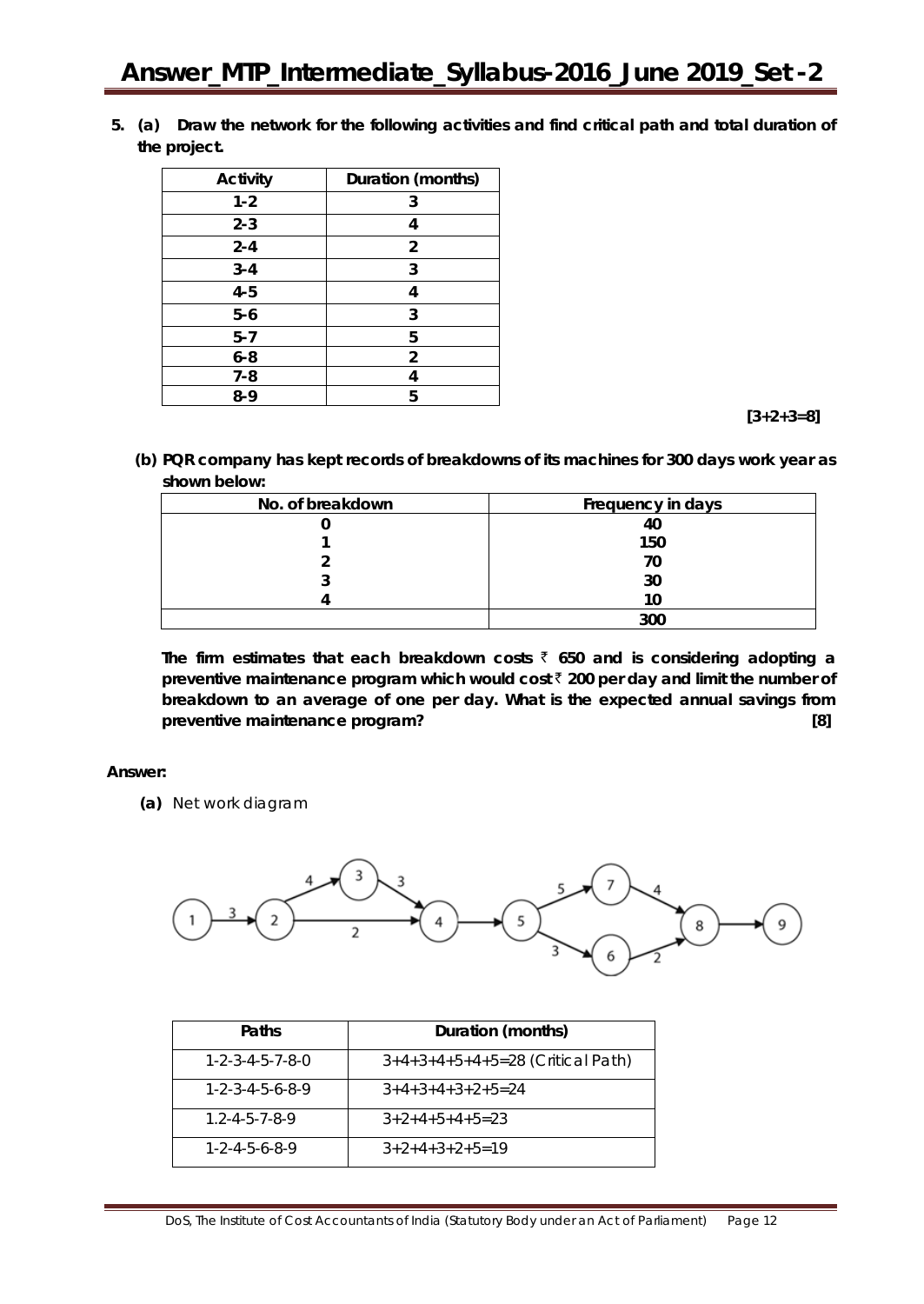**5. (a) Draw the network for the following activities and find critical path and total duration of the project.**

| Activity | Duration (months) |
|---|---|
| 1-2 | 3 |
| 2-3 | 4 |
| 2-4 | 2 |
| 3-4 | 3 |
| 4-5 | 4 |
| 5-6 | 3 |
| 5-7 | 5 |
| 6-8 | 2 |
| 7-8 | 4 |
| 8-9 | 5 |

**[3+2+3=8]**

**(b) PQR company has kept records of breakdowns of its machines for 300 days work year as shown below:**

| No. of breakdown | Frequency in days |
|---|---|
| 0 | 40 |
| 1 | 150 |
| 2 | 70 |
| 3 | 30 |
| 4 | 10 |
| | 300 |

**The firm estimates that each breakdown costs ₹ 650 and is considering adopting a preventive maintenance program which would cost ₹ 200 per day and limit the number of breakdown to an average of one per day. What is the expected annual savings from preventive maintenance program? [8]**

**Answer:**

**(a)** Net work diagram

| Paths | Duration (months) |
|---|---|
| 1-2-3-4-5-7-8-0 | 3+4+3+4+5+4+5=28 (Critical Path) |
| 1-2-3-4-5-6-8-9 | 3+4+3+4+3+2+5=24 |
| 1.2-4-5-7-8-9 | 3+2+4+5+4+5=23 |
| 1-2-4-5-6-8-9 | 3+2+4+3+2+5=19 |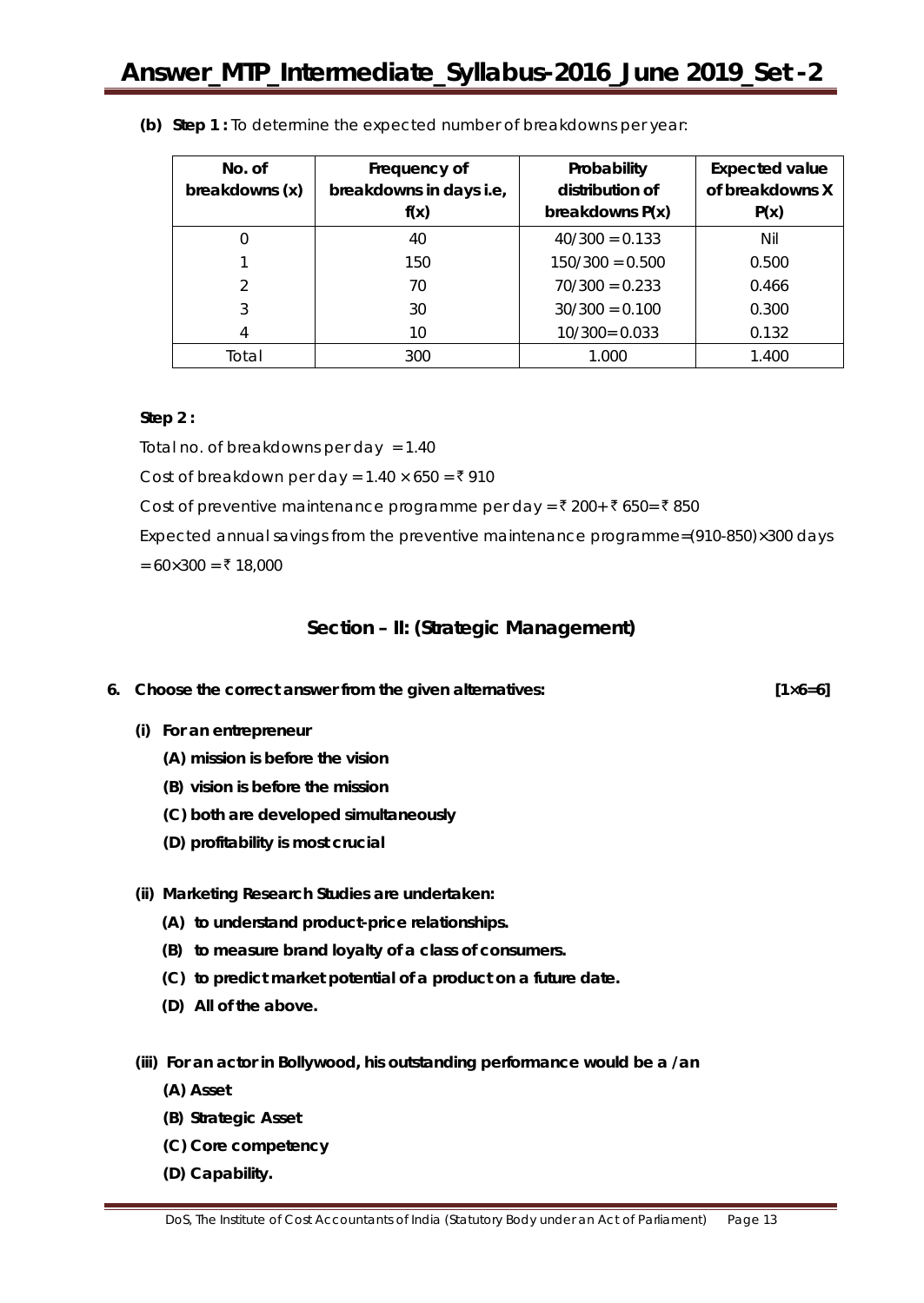**(b) Step 1 :** To determine the expected number of breakdowns per year:

| No. of breakdowns (x) | Frequency of breakdowns in days i.e, f(x) | Probability distribution of breakdowns P(x) | Expected value of breakdowns X P(x) |
|---|---|---|---|
| 0 | 40 | 40/300 = 0.133 | Nil |
| 1 | 150 | 150/300 = 0.500 | 0.500 |
| 2 | 70 | 70/300 = 0.233 | 0.466 |
| 3 | 30 | 30/300 = 0.100 | 0.300 |
| 4 | 10 | 10/300= 0.033 | 0.132 |
| Total | 300 | 1.000 | 1.400 |

**Step 2 :**

Total no. of breakdowns per day = 1.40

Cost of breakdown per day = 1.40 × 650 = ₹ 910

Cost of preventive maintenance programme per day = ₹ 200+ ₹ 650= ₹ 850

Expected annual savings from the preventive maintenance programme=(910-850)×300 days = 60×300 = ₹ 18,000

## Section – II: (Strategic Management)

**6. Choose the correct answer from the given alternatives: [1×6=6]**

**(i) For an entrepreneur**

**(A) mission is before the vision**

**(B) vision is before the mission**

**(C) both are developed simultaneously**

**(D) profitability is most crucial**

**(ii) Marketing Research Studies are undertaken:**

**(A) to understand product-price relationships.**

**(B) to measure brand loyalty of a class of consumers.**

**(C) to predict market potential of a product on a future date.**

**(D) All of the above.**

**(iii) For an actor in Bollywood, his outstanding performance would be a /an**

**(A) Asset**

**(B) Strategic Asset**

**(C) Core competency**

**(D) Capability.**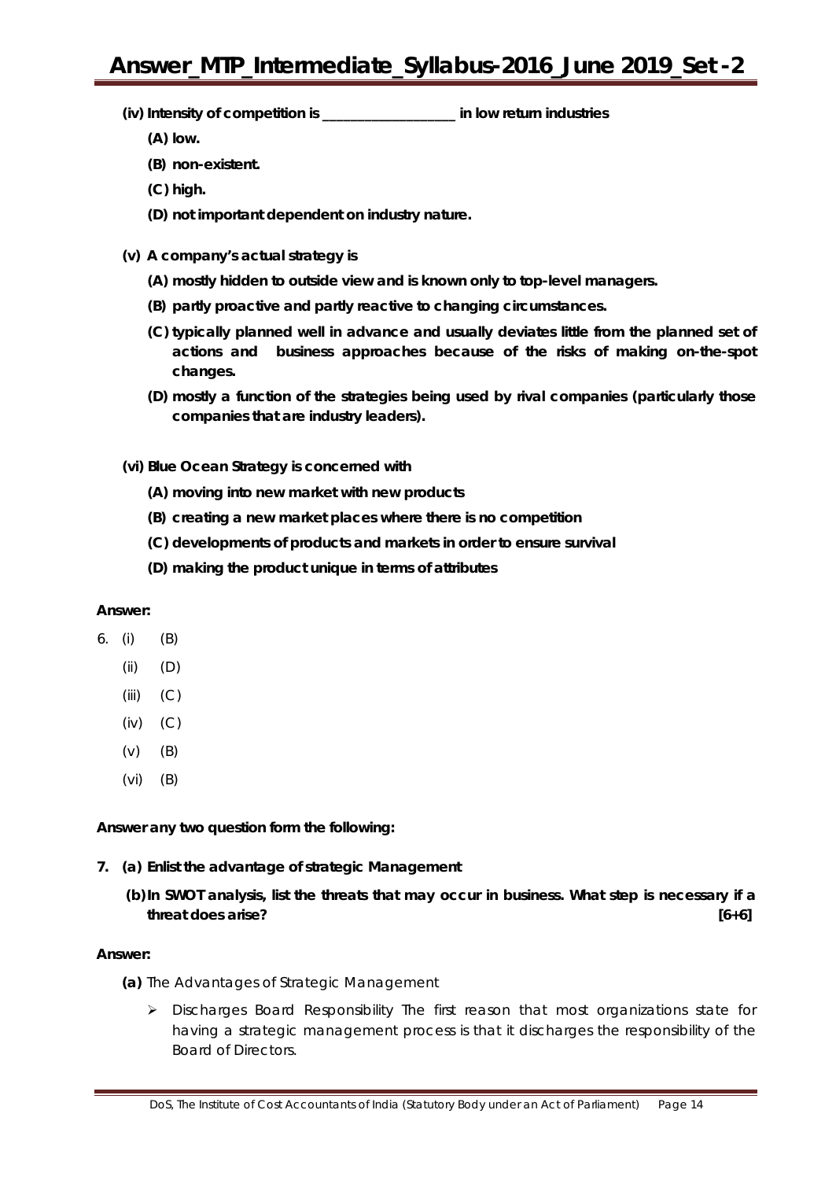**(iv) Intensity of competition is ________________ in low return industries**

**(A) low.**

**(B) non-existent.**

**(C) high.**

**(D) not important dependent on industry nature.**

**(v) A company's actual strategy is**

**(A) mostly hidden to outside view and is known only to top-level managers.**

**(B) partly proactive and partly reactive to changing circumstances.**

**(C) typically planned well in advance and usually deviates little from the planned set of actions and business approaches because of the risks of making on-the-spot changes.**

**(D) mostly a function of the strategies being used by rival companies (particularly those companies that are industry leaders).**

**(vi) Blue Ocean Strategy is concerned with**

**(A) moving into new market with new products**

**(B) creating a new market places where there is no competition**

**(C) developments of products and markets in order to ensure survival**

**(D) making the product unique in terms of attributes**

**Answer:**

6. (i) (B)

 (ii) (D)

 (iii) (C)

 (iv) (C)

 (v) (B)

 (vi) (B)

**Answer any two question form the following:**

**7. (a) Enlist the advantage of strategic Management**

**(b) In SWOT analysis, list the threats that may occur in business. What step is necessary if a threat does arise? [6+6]**

**Answer:**

**(a)** The Advantages of Strategic Management

- Discharges Board Responsibility The first reason that most organizations state for having a strategic management process is that it discharges the responsibility of the Board of Directors.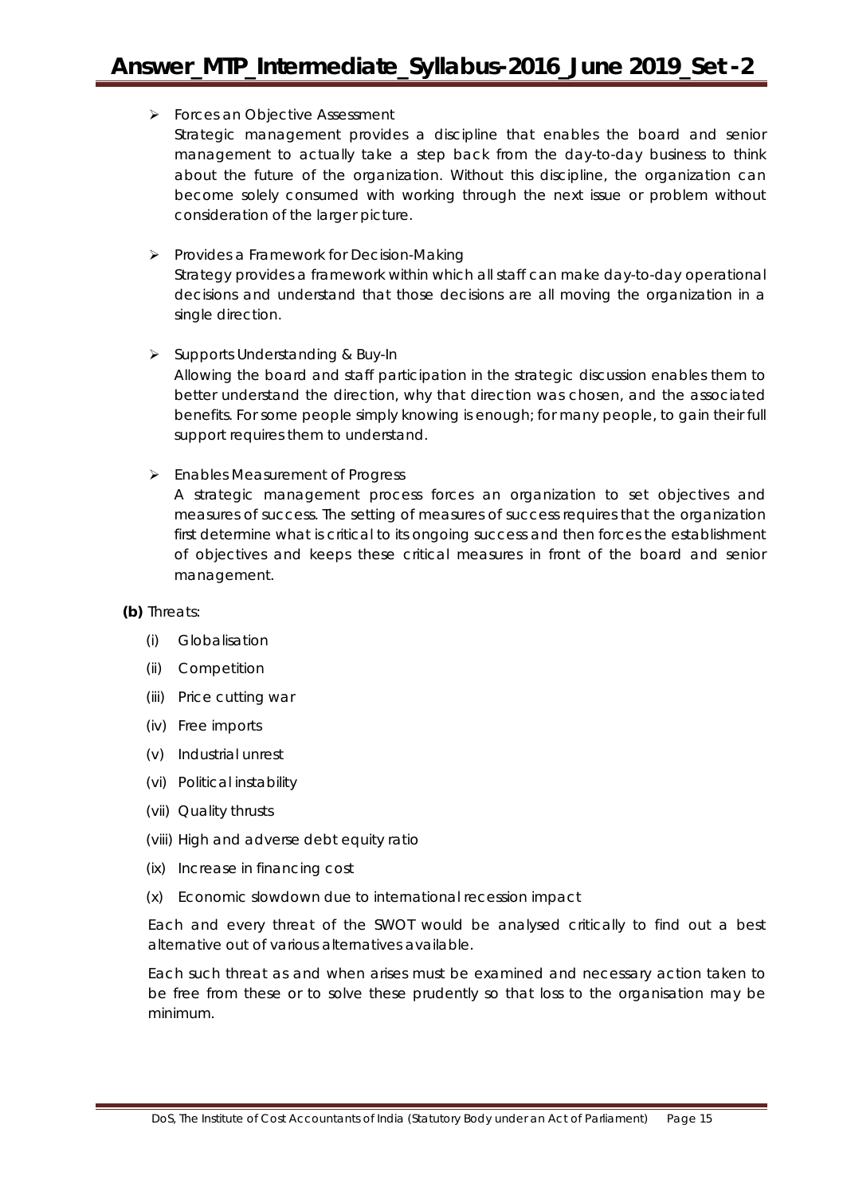- Forces an Objective Assessment

  Strategic management provides a discipline that enables the board and senior management to actually take a step back from the day-to-day business to think about the future of the organization. Without this discipline, the organization can become solely consumed with working through the next issue or problem without consideration of the larger picture.

- Provides a Framework for Decision-Making

  Strategy provides a framework within which all staff can make day-to-day operational decisions and understand that those decisions are all moving the organization in a single direction.

- Supports Understanding & Buy-In

  Allowing the board and staff participation in the strategic discussion enables them to better understand the direction, why that direction was chosen, and the associated benefits. For some people simply knowing is enough; for many people, to gain their full support requires them to understand.

- Enables Measurement of Progress

  A strategic management process forces an organization to set objectives and measures of success. The setting of measures of success requires that the organization first determine what is critical to its ongoing success and then forces the establishment of objectives and keeps these critical measures in front of the board and senior management.

**(b)** Threats:

(i) Globalisation

(ii) Competition

(iii) Price cutting war

(iv) Free imports

(v) Industrial unrest

(vi) Political instability

(vii) Quality thrusts

(viii) High and adverse debt equity ratio

(ix) Increase in financing cost

(x) Economic slowdown due to international recession impact

Each and every threat of the SWOT would be analysed critically to find out a best alternative out of various alternatives available.

Each such threat as and when arises must be examined and necessary action taken to be free from these or to solve these prudently so that loss to the organisation may be minimum.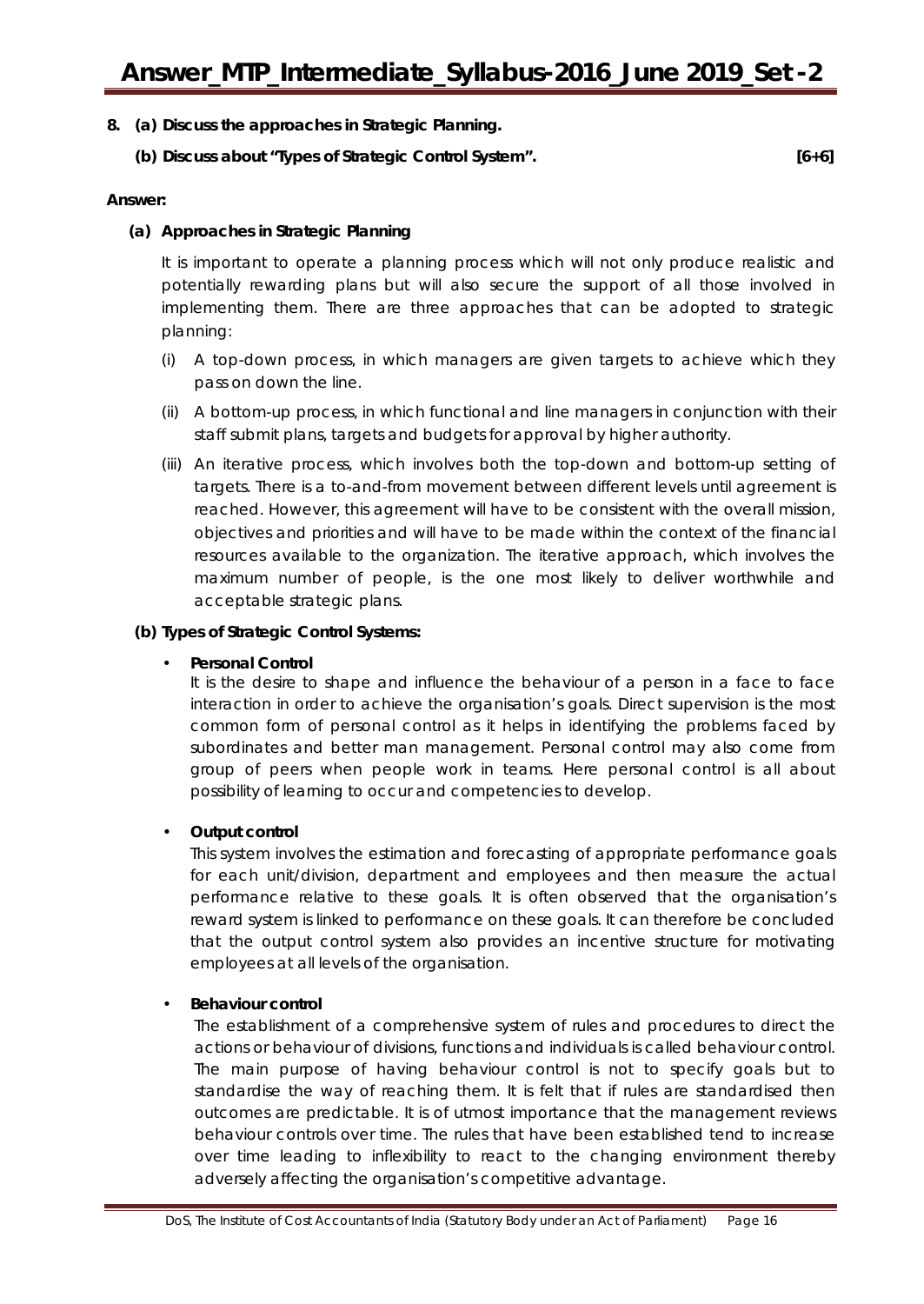**8. (a) Discuss the approaches in Strategic Planning.**

**(b) Discuss about "Types of Strategic Control System". [6+6]**

**Answer:**

**(a) Approaches in Strategic Planning**

It is important to operate a planning process which will not only produce realistic and potentially rewarding plans but will also secure the support of all those involved in implementing them. There are three approaches that can be adopted to strategic planning:

(i) A top-down process, in which managers are given targets to achieve which they pass on down the line.

(ii) A bottom-up process, in which functional and line managers in conjunction with their staff submit plans, targets and budgets for approval by higher authority.

(iii) An iterative process, which involves both the top-down and bottom-up setting of targets. There is a to-and-from movement between different levels until agreement is reached. However, this agreement will have to be consistent with the overall mission, objectives and priorities and will have to be made within the context of the financial resources available to the organization. The iterative approach, which involves the maximum number of people, is the one most likely to deliver worthwhile and acceptable strategic plans.

**(b) Types of Strategic Control Systems:**

- **Personal Control**
  It is the desire to shape and influence the behaviour of a person in a face to face interaction in order to achieve the organisation's goals. Direct supervision is the most common form of personal control as it helps in identifying the problems faced by subordinates and better man management. Personal control may also come from group of peers when people work in teams. Here personal control is all about possibility of learning to occur and competencies to develop.

- **Output control**
  This system involves the estimation and forecasting of appropriate performance goals for each unit/division, department and employees and then measure the actual performance relative to these goals. It is often observed that the organisation's reward system is linked to performance on these goals. It can therefore be concluded that the output control system also provides an incentive structure for motivating employees at all levels of the organisation.

- **Behaviour control**
  The establishment of a comprehensive system of rules and procedures to direct the actions or behaviour of divisions, functions and individuals is called behaviour control. The main purpose of having behaviour control is not to specify goals but to standardise the way of reaching them. It is felt that if rules are standardised then outcomes are predictable. It is of utmost importance that the management reviews behaviour controls over time. The rules that have been established tend to increase over time leading to inflexibility to react to the changing environment thereby adversely affecting the organisation's competitive advantage.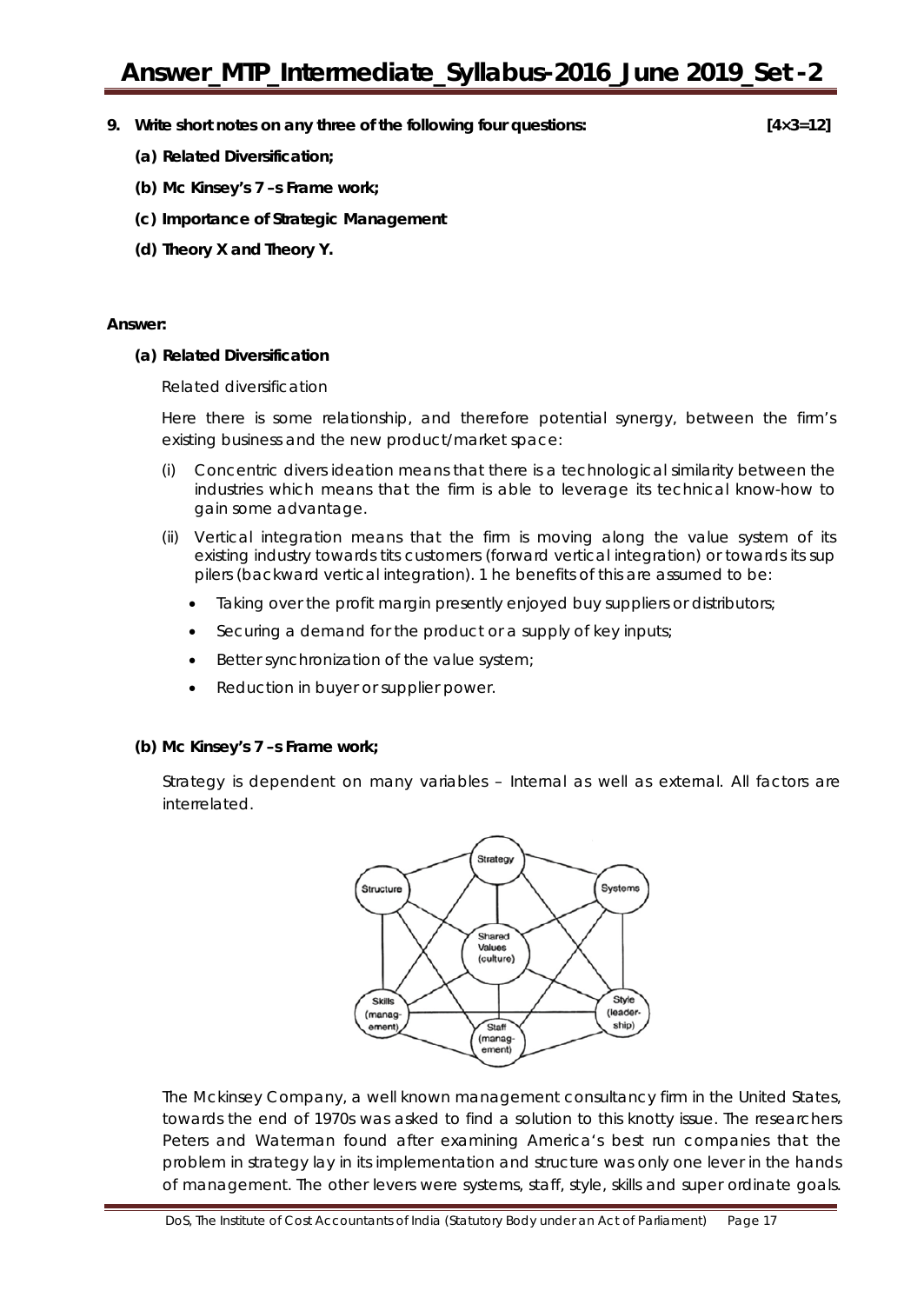**9. Write short notes on any three of the following four questions: [4×3=12]**

**(a) Related Diversification;**

**(b) Mc Kinsey's 7 –s Frame work;**

**(c) Importance of Strategic Management**

**(d) Theory X and Theory Y.**

**Answer:**

**(a) Related Diversification**

Related diversification

Here there is some relationship, and therefore potential synergy, between the firm's existing business and the new product/market space:

(i) Concentric divers ideation means that there is a technological similarity between the industries which means that the firm is able to leverage its technical know-how to gain some advantage.

(ii) Vertical integration means that the firm is moving along the value system of its existing industry towards tits customers (forward vertical integration) or towards its sup pilers (backward vertical integration). 1 he benefits of this are assumed to be:

- Taking over the profit margin presently enjoyed buy suppliers or distributors;
- Securing a demand for the product or a supply of key inputs;
- Better synchronization of the value system;
- Reduction in buyer or supplier power.

**(b) Mc Kinsey's 7 –s Frame work;**

Strategy is dependent on many variables – Internal as well as external. All factors are interrelated.

The Mckinsey Company, a well known management consultancy firm in the United States, towards the end of 1970s was asked to find a solution to this knotty issue. The researchers Peters and Waterman found after examining America's best run companies that the problem in strategy lay in its implementation and structure was only one lever in the hands of management. The other levers were systems, staff, style, skills and super ordinate goals.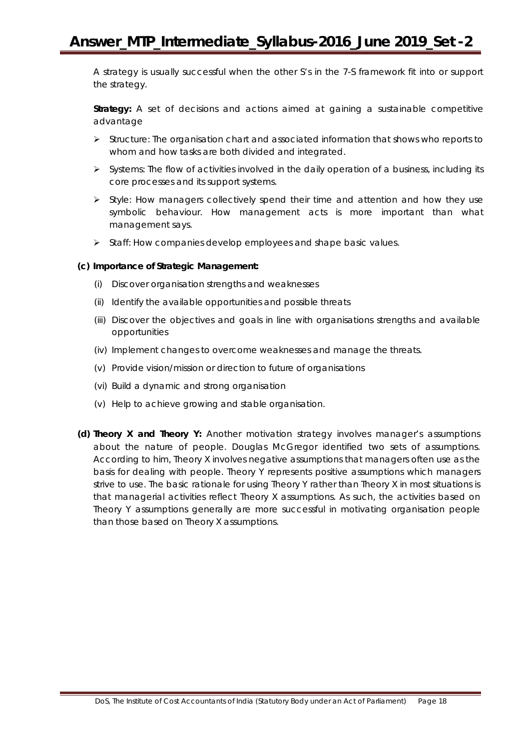A strategy is usually successful when the other S's in the 7-S framework fit into or support the strategy.

**Strategy:** A set of decisions and actions aimed at gaining a sustainable competitive advantage

- Structure: The organisation chart and associated information that shows who reports to whom and how tasks are both divided and integrated.
- Systems: The flow of activities involved in the daily operation of a business, including its core processes and its support systems.
- Style: How managers collectively spend their time and attention and how they use symbolic behaviour. How management acts is more important than what management says.
- Staff: How companies develop employees and shape basic values.

**(c) Importance of Strategic Management:**

(i) Discover organisation strengths and weaknesses

(ii) Identify the available opportunities and possible threats

(iii) Discover the objectives and goals in line with organisations strengths and available opportunities

(iv) Implement changes to overcome weaknesses and manage the threats.

(v) Provide vision/mission or direction to future of organisations

(vi) Build a dynamic and strong organisation

(v) Help to achieve growing and stable organisation.

**(d) Theory X and Theory Y:** Another motivation strategy involves manager's assumptions about the nature of people. Douglas McGregor identified two sets of assumptions. According to him, Theory X involves negative assumptions that managers often use as the basis for dealing with people. Theory Y represents positive assumptions which managers strive to use. The basic rationale for using Theory Y rather than Theory X in most situations is that managerial activities reflect Theory X assumptions. As such, the activities based on Theory Y assumptions generally are more successful in motivating organisation people than those based on Theory X assumptions.